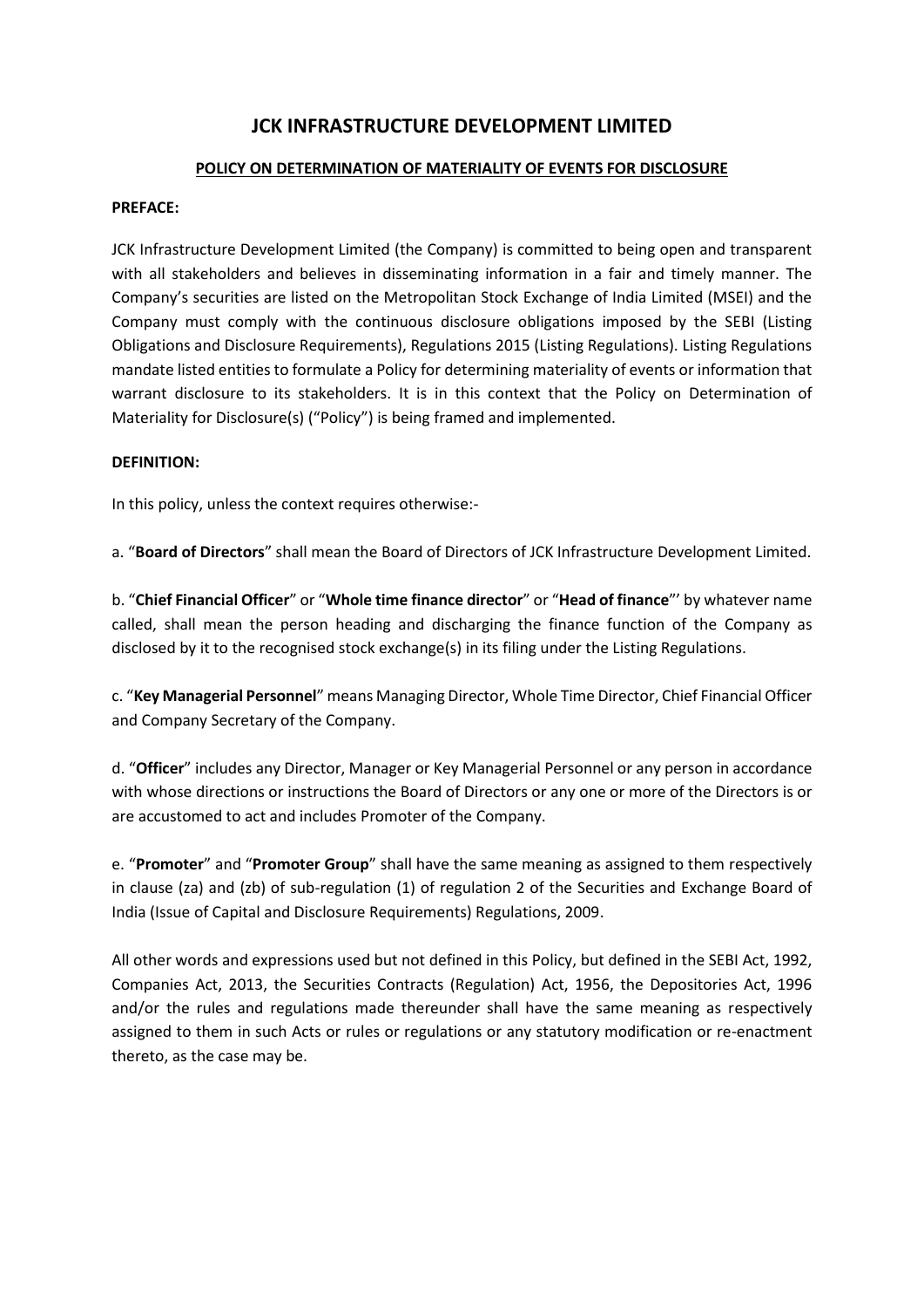# JCK INFRASTRUCTURE DEVELOPMENT LIMITED

## POLICY ON DETERMINATION OF MATERIALITY OF EVENTS FOR DISCLOSURE

**PREFACE:**

JCK Infrastructure Development Limited (the Company) is committed to being open and transparent with all stakeholders and believes in disseminating information in a fair and timely manner. The Company's securities are listed on the Metropolitan Stock Exchange of India Limited (MSEI) and the Company must comply with the continuous disclosure obligations imposed by the SEBI (Listing Obligations and Disclosure Requirements), Regulations 2015 (Listing Regulations). Listing Regulations mandate listed entities to formulate a Policy for determining materiality of events or information that warrant disclosure to its stakeholders. It is in this context that the Policy on Determination of Materiality for Disclosure(s) ("Policy") is being framed and implemented.

**DEFINITION:**

In this policy, unless the context requires otherwise:-

a. "**Board of Directors**" shall mean the Board of Directors of JCK Infrastructure Development Limited.

b. "**Chief Financial Officer**" or "**Whole time finance director**" or "**Head of finance**"' by whatever name called, shall mean the person heading and discharging the finance function of the Company as disclosed by it to the recognised stock exchange(s) in its filing under the Listing Regulations.

c. "**Key Managerial Personnel**" means Managing Director, Whole Time Director, Chief Financial Officer and Company Secretary of the Company.

d. "**Officer**" includes any Director, Manager or Key Managerial Personnel or any person in accordance with whose directions or instructions the Board of Directors or any one or more of the Directors is or are accustomed to act and includes Promoter of the Company.

e. "**Promoter**" and "**Promoter Group**" shall have the same meaning as assigned to them respectively in clause (za) and (zb) of sub-regulation (1) of regulation 2 of the Securities and Exchange Board of India (Issue of Capital and Disclosure Requirements) Regulations, 2009.

All other words and expressions used but not defined in this Policy, but defined in the SEBI Act, 1992, Companies Act, 2013, the Securities Contracts (Regulation) Act, 1956, the Depositories Act, 1996 and/or the rules and regulations made thereunder shall have the same meaning as respectively assigned to them in such Acts or rules or regulations or any statutory modification or re-enactment thereto, as the case may be.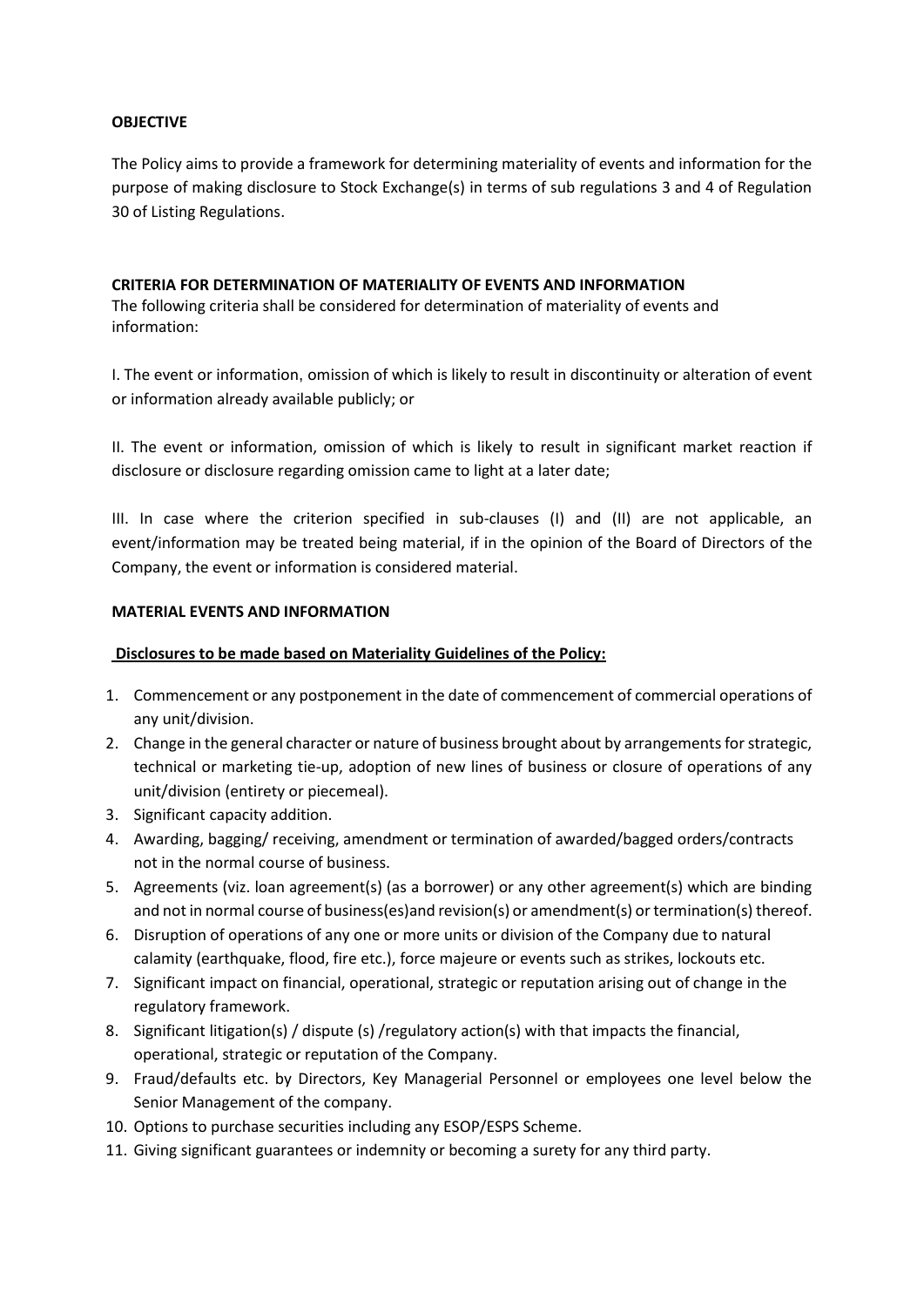**OBJECTIVE**

The Policy aims to provide a framework for determining materiality of events and information for the purpose of making disclosure to Stock Exchange(s) in terms of sub regulations 3 and 4 of Regulation 30 of Listing Regulations.

**CRITERIA FOR DETERMINATION OF MATERIALITY OF EVENTS AND INFORMATION**

The following criteria shall be considered for determination of materiality of events and information:

I. The event or information, omission of which is likely to result in discontinuity or alteration of event or information already available publicly; or

II. The event or information, omission of which is likely to result in significant market reaction if disclosure or disclosure regarding omission came to light at a later date;

III. In case where the criterion specified in sub-clauses (I) and (II) are not applicable, an event/information may be treated being material, if in the opinion of the Board of Directors of the Company, the event or information is considered material.

**MATERIAL EVENTS AND INFORMATION**

**Disclosures to be made based on Materiality Guidelines of the Policy:**

1. Commencement or any postponement in the date of commencement of commercial operations of any unit/division.
2. Change in the general character or nature of business brought about by arrangements for strategic, technical or marketing tie-up, adoption of new lines of business or closure of operations of any unit/division (entirety or piecemeal).
3. Significant capacity addition.
4. Awarding, bagging/ receiving, amendment or termination of awarded/bagged orders/contracts not in the normal course of business.
5. Agreements (viz. loan agreement(s) (as a borrower) or any other agreement(s) which are binding and not in normal course of business(es)and revision(s) or amendment(s) or termination(s) thereof.
6. Disruption of operations of any one or more units or division of the Company due to natural calamity (earthquake, flood, fire etc.), force majeure or events such as strikes, lockouts etc.
7. Significant impact on financial, operational, strategic or reputation arising out of change in the regulatory framework.
8. Significant litigation(s) / dispute (s) /regulatory action(s) with that impacts the financial, operational, strategic or reputation of the Company.
9. Fraud/defaults etc. by Directors, Key Managerial Personnel or employees one level below the Senior Management of the company.
10. Options to purchase securities including any ESOP/ESPS Scheme.
11. Giving significant guarantees or indemnity or becoming a surety for any third party.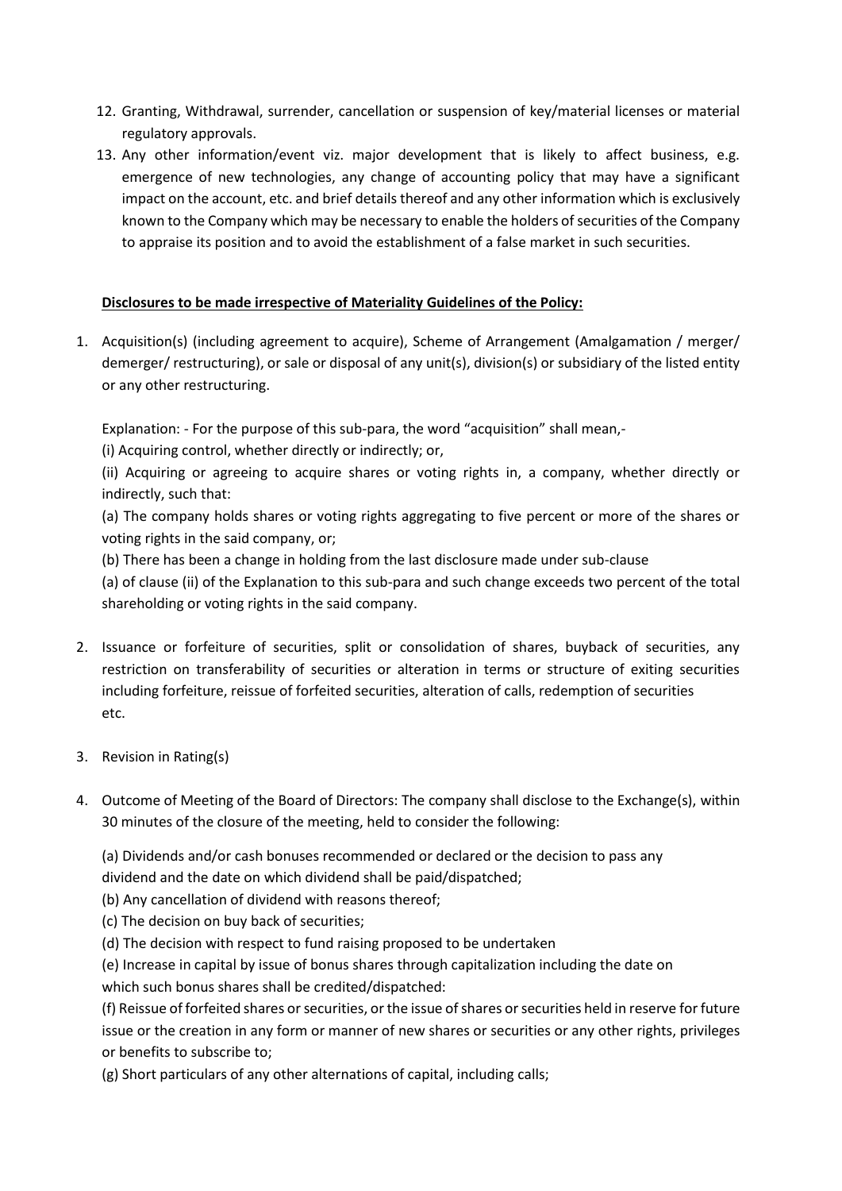12. Granting, Withdrawal, surrender, cancellation or suspension of key/material licenses or material regulatory approvals.
13. Any other information/event viz. major development that is likely to affect business, e.g. emergence of new technologies, any change of accounting policy that may have a significant impact on the account, etc. and brief details thereof and any other information which is exclusively known to the Company which may be necessary to enable the holders of securities of the Company to appraise its position and to avoid the establishment of a false market in such securities.

**Disclosures to be made irrespective of Materiality Guidelines of the Policy:**

1. Acquisition(s) (including agreement to acquire), Scheme of Arrangement (Amalgamation / merger/ demerger/ restructuring), or sale or disposal of any unit(s), division(s) or subsidiary of the listed entity or any other restructuring.

   Explanation: - For the purpose of this sub-para, the word "acquisition" shall mean,-

   (i) Acquiring control, whether directly or indirectly; or,

   (ii) Acquiring or agreeing to acquire shares or voting rights in, a company, whether directly or indirectly, such that:

   (a) The company holds shares or voting rights aggregating to five percent or more of the shares or voting rights in the said company, or;

   (b) There has been a change in holding from the last disclosure made under sub-clause

   (a) of clause (ii) of the Explanation to this sub-para and such change exceeds two percent of the total shareholding or voting rights in the said company.

2. Issuance or forfeiture of securities, split or consolidation of shares, buyback of securities, any restriction on transferability of securities or alteration in terms or structure of exiting securities including forfeiture, reissue of forfeited securities, alteration of calls, redemption of securities etc.

3. Revision in Rating(s)

4. Outcome of Meeting of the Board of Directors: The company shall disclose to the Exchange(s), within 30 minutes of the closure of the meeting, held to consider the following:

   (a) Dividends and/or cash bonuses recommended or declared or the decision to pass any dividend and the date on which dividend shall be paid/dispatched;

   (b) Any cancellation of dividend with reasons thereof;

   (c) The decision on buy back of securities;

   (d) The decision with respect to fund raising proposed to be undertaken

   (e) Increase in capital by issue of bonus shares through capitalization including the date on which such bonus shares shall be credited/dispatched:

   (f) Reissue of forfeited shares or securities, or the issue of shares or securities held in reserve for future issue or the creation in any form or manner of new shares or securities or any other rights, privileges or benefits to subscribe to;

   (g) Short particulars of any other alternations of capital, including calls;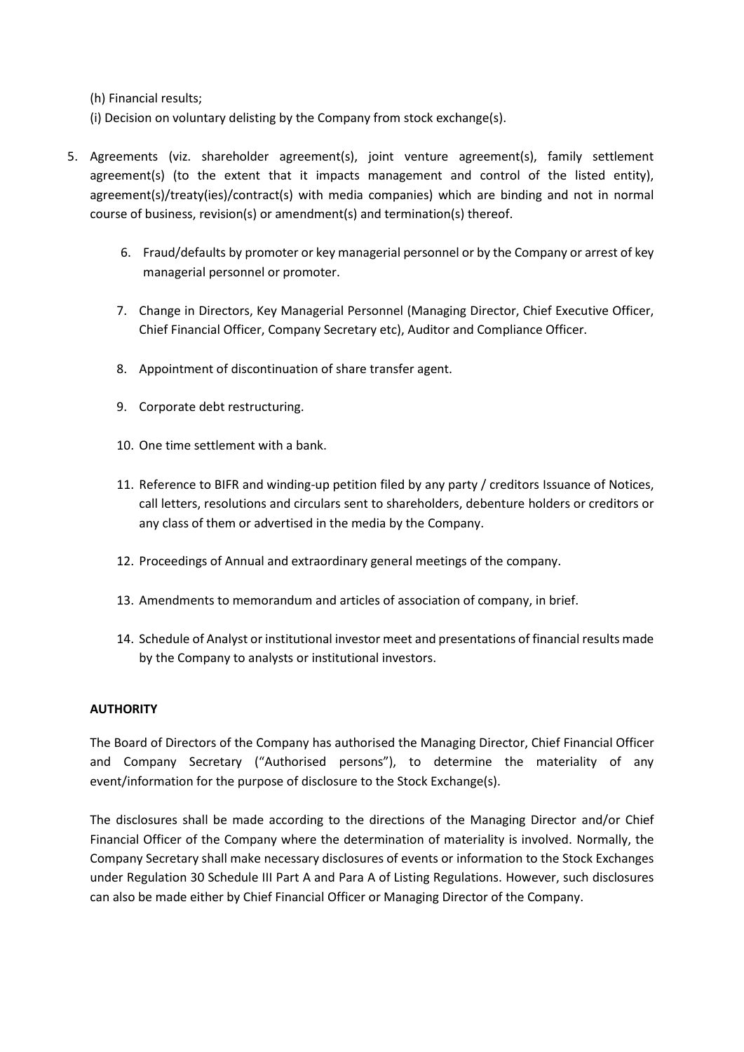(h) Financial results;

(i) Decision on voluntary delisting by the Company from stock exchange(s).

5. Agreements (viz. shareholder agreement(s), joint venture agreement(s), family settlement agreement(s) (to the extent that it impacts management and control of the listed entity), agreement(s)/treaty(ies)/contract(s) with media companies) which are binding and not in normal course of business, revision(s) or amendment(s) and termination(s) thereof.

6. Fraud/defaults by promoter or key managerial personnel or by the Company or arrest of key managerial personnel or promoter.

7. Change in Directors, Key Managerial Personnel (Managing Director, Chief Executive Officer, Chief Financial Officer, Company Secretary etc), Auditor and Compliance Officer.

8. Appointment of discontinuation of share transfer agent.

9. Corporate debt restructuring.

10. One time settlement with a bank.

11. Reference to BIFR and winding-up petition filed by any party / creditors Issuance of Notices, call letters, resolutions and circulars sent to shareholders, debenture holders or creditors or any class of them or advertised in the media by the Company.

12. Proceedings of Annual and extraordinary general meetings of the company.

13. Amendments to memorandum and articles of association of company, in brief.

14. Schedule of Analyst or institutional investor meet and presentations of financial results made by the Company to analysts or institutional investors.

**AUTHORITY**

The Board of Directors of the Company has authorised the Managing Director, Chief Financial Officer and Company Secretary ("Authorised persons"), to determine the materiality of any event/information for the purpose of disclosure to the Stock Exchange(s).

The disclosures shall be made according to the directions of the Managing Director and/or Chief Financial Officer of the Company where the determination of materiality is involved. Normally, the Company Secretary shall make necessary disclosures of events or information to the Stock Exchanges under Regulation 30 Schedule III Part A and Para A of Listing Regulations. However, such disclosures can also be made either by Chief Financial Officer or Managing Director of the Company.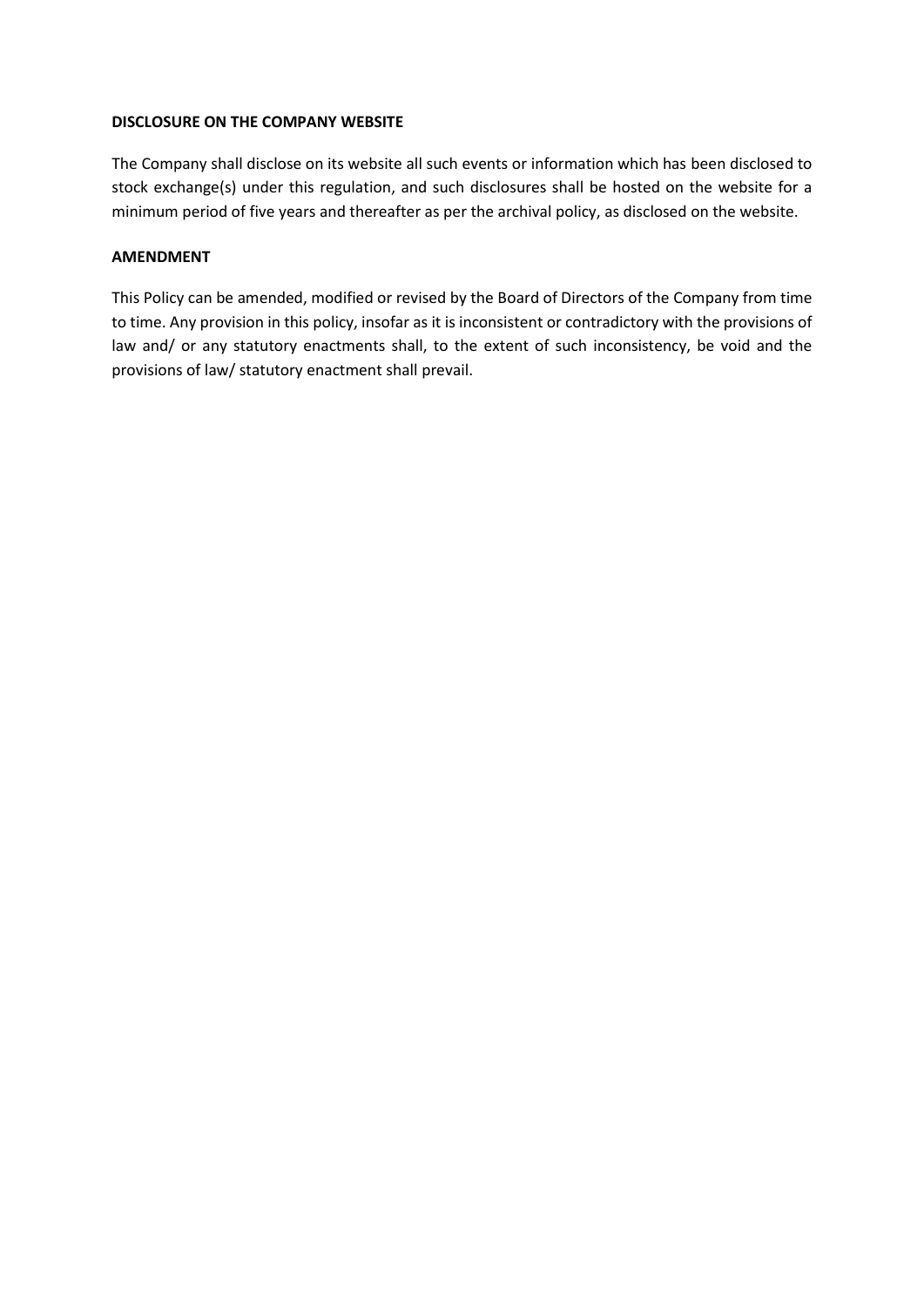**DISCLOSURE ON THE COMPANY WEBSITE**

The Company shall disclose on its website all such events or information which has been disclosed to stock exchange(s) under this regulation, and such disclosures shall be hosted on the website for a minimum period of five years and thereafter as per the archival policy, as disclosed on the website.

**AMENDMENT**

This Policy can be amended, modified or revised by the Board of Directors of the Company from time to time. Any provision in this policy, insofar as it is inconsistent or contradictory with the provisions of law and/ or any statutory enactments shall, to the extent of such inconsistency, be void and the provisions of law/ statutory enactment shall prevail.